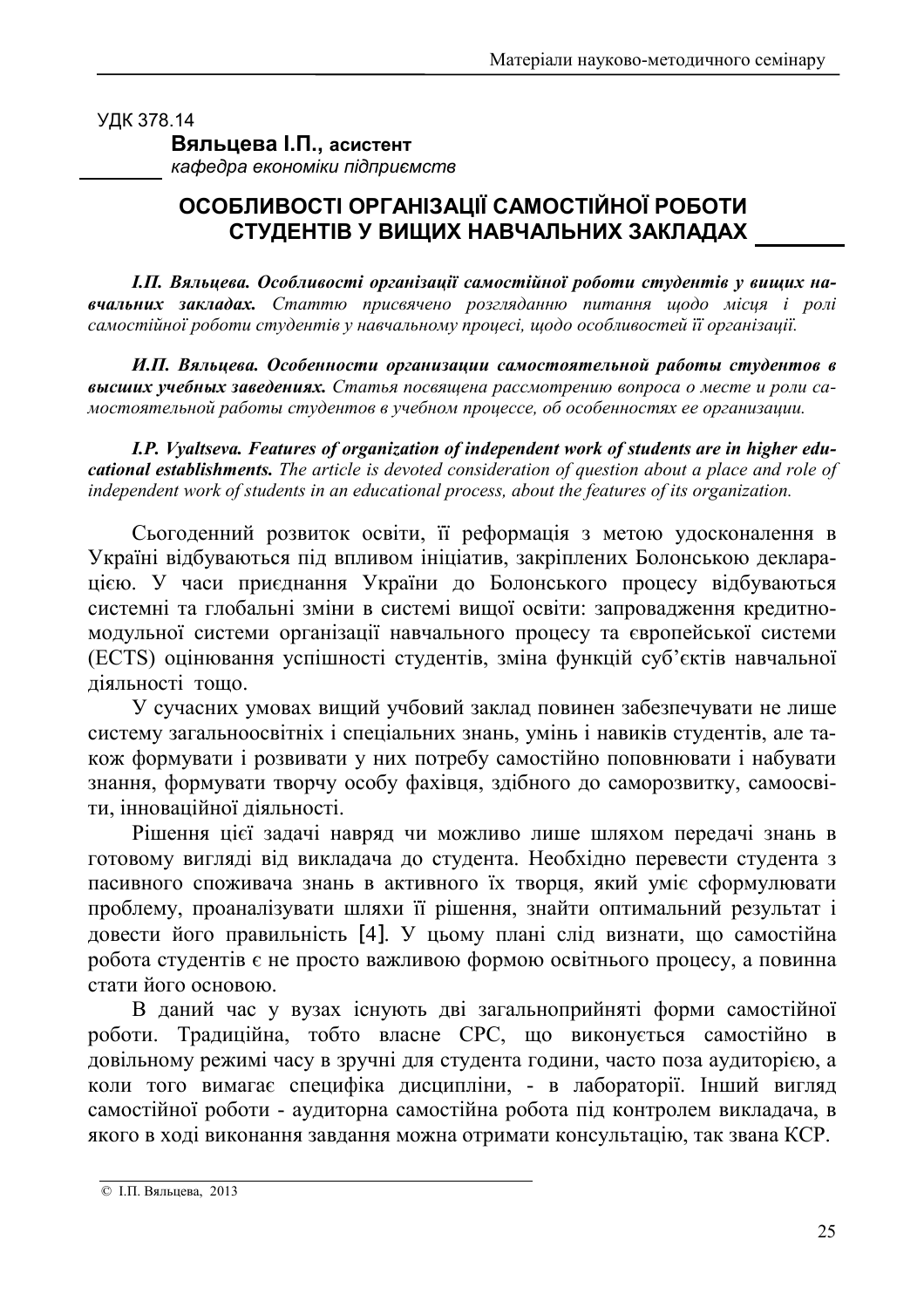УДК 378.14

**Вяльцева І.П., асистент**
*кафедра економіки підприємств*

# ОСОБЛИВОСТІ ОРГАНІЗАЦІЇ САМОСТІЙНОЇ РОБОТИ СТУДЕНТІВ У ВИЩИХ НАВЧАЛЬНИХ ЗАКЛАДАХ

***І.П. Вяльцева. Особливості організації самостійної роботи студентів у вищих навчальних закладах.*** *Статтю присвячено розгляданню питання щодо місця і ролі самостійної роботи студентів у навчальному процесі, щодо особливостей її організації.*

***И.П. Вяльцева. Особенности организации самостоятельной работы студентов в высших учебных заведениях.*** *Статья посвящена рассмотрению вопроса о месте и роли самостоятельной работы студентов в учебном процессе, об особенностях ее организации.*

***I.P. Vyaltseva. Features of organization of independent work of students are in higher educational establishments.*** *The article is devoted consideration of question about a place and role of independent work of students in an educational process, about the features of its organization.*

Сьогоденний розвиток освіти, її реформація з метою удосконалення в Україні відбуваються під впливом ініціатив, закріплених Болонською декларацією. У часи приєднання України до Болонського процесу відбуваються системні та глобальні зміни в системі вищої освіти: запровадження кредитно-модульної системи організації навчального процесу та європейської системи (ECTS) оцінювання успішності студентів, зміна функцій суб'єктів навчальної діяльності тощо.

У сучасних умовах вищий учбовий заклад повинен забезпечувати не лише систему загальноосвітніх і спеціальних знань, умінь і навиків студентів, але також формувати і розвивати у них потребу самостійно поповнювати і набувати знання, формувати творчу особу фахівця, здібного до саморозвитку, самоосвіти, інноваційної діяльності.

Рішення цієї задачі навряд чи можливо лише шляхом передачі знань в готовому вигляді від викладача до студента. Необхідно перевести студента з пасивного споживача знань в активного їх творця, який уміє сформулювати проблему, проаналізувати шляхи її рішення, знайти оптимальний результат і довести його правильність [4]. У цьому плані слід визнати, що самостійна робота студентів є не просто важливою формою освітнього процесу, а повинна стати його основою.

В даний час у вузах існують дві загальноприйняті форми самостійної роботи. Традиційна, тобто власне СРС, що виконується самостійно в довільному режимі часу в зручні для студента години, часто поза аудиторією, а коли того вимагає специфіка дисципліни, - в лабораторії. Інший вигляд самостійної роботи - аудиторна самостійна робота під контролем викладача, в якого в ході виконання завдання можна отримати консультацію, так звана КСР.

© І.П. Вяльцева, 2013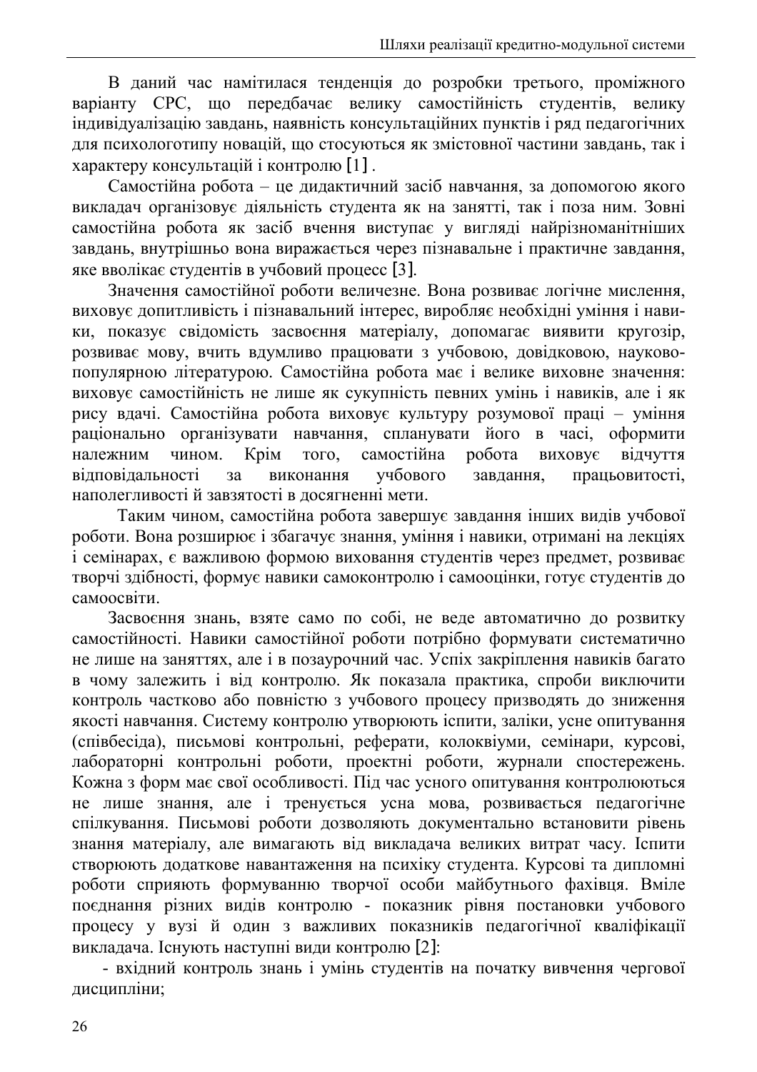В даний час намітилася тенденція до розробки третього, проміжного варіанту СРС, що передбачає велику самостійність студентів, велику індивідуалізацію завдань, наявність консультаційних пунктів і ряд педагогічних для психологотипу новацій, що стосуються як змістовної частини завдань, так і характеру консультацій і контролю [1] .

Самостійна робота – це дидактичний засіб навчання, за допомогою якого викладач організовує діяльність студента як на занятті, так і поза ним. Зовні самостійна робота як засіб вчення виступає у вигляді найрізноманітніших завдань, внутрішньо вона виражається через пізнавальне і практичне завдання, яке вволікає студентів в учбовий процес [3].

Значення самостійної роботи величезне. Вона розвиває логічне мислення, виховує допитливість і пізнавальний інтерес, виробляє необхідні уміння і навики, показує свідомість засвоєння матеріалу, допомагає виявити кругозір, розвиває мову, вчить вдумливо працювати з учбовою, довідковою, науково-популярною літературою. Самостійна робота має і велике виховне значення: виховує самостійність не лише як сукупність певних умінь і навиків, але і як рису вдачі. Самостійна робота виховує культуру розумової праці – уміння раціонально організувати навчання, спланувати його в часі, оформити належним чином. Крім того, самостійна робота виховує відчуття відповідальності за виконання учбового завдання, працьовитості, наполегливості й завзятості в досягненні мети.

Таким чином, самостійна робота завершує завдання інших видів учбової роботи. Вона розширює і збагачує знання, уміння і навики, отримані на лекціях і семінарах, є важливою формою виховання студентів через предмет, розвиває творчі здібності, формує навики самоконтролю і самооцінки, готує студентів до самоосвіти.

Засвоєння знань, взяте само по собі, не веде автоматично до розвитку самостійності. Навики самостійної роботи потрібно формувати систематично не лише на заняттях, але і в позаурочний час. Успіх закріплення навиків багато в чому залежить і від контролю. Як показала практика, спроби виключити контроль частково або повністю з учбового процесу призводять до зниження якості навчання. Систему контролю утворюють іспити, заліки, усне опитування (співбесіда), письмові контрольні, реферати, колоквіуми, семінари, курсові, лабораторні контрольні роботи, проектні роботи, журнали спостережень. Кожна з форм має свої особливості. Під час усного опитування контролюються не лише знання, але і тренується усна мова, розвивається педагогічне спілкування. Письмові роботи дозволяють документально встановити рівень знання матеріалу, але вимагають від викладача великих витрат часу. Іспити створюють додаткове навантаження на психіку студента. Курсові та дипломні роботи сприяють формуванню творчої особи майбутнього фахівця. Вміле поєднання різних видів контролю - показник рівня постановки учбового процесу у вузі й один з важливих показників педагогічної кваліфікації викладача. Існують наступні види контролю [2]:

- вхідний контроль знань і умінь студентів на початку вивчення чергової дисципліни;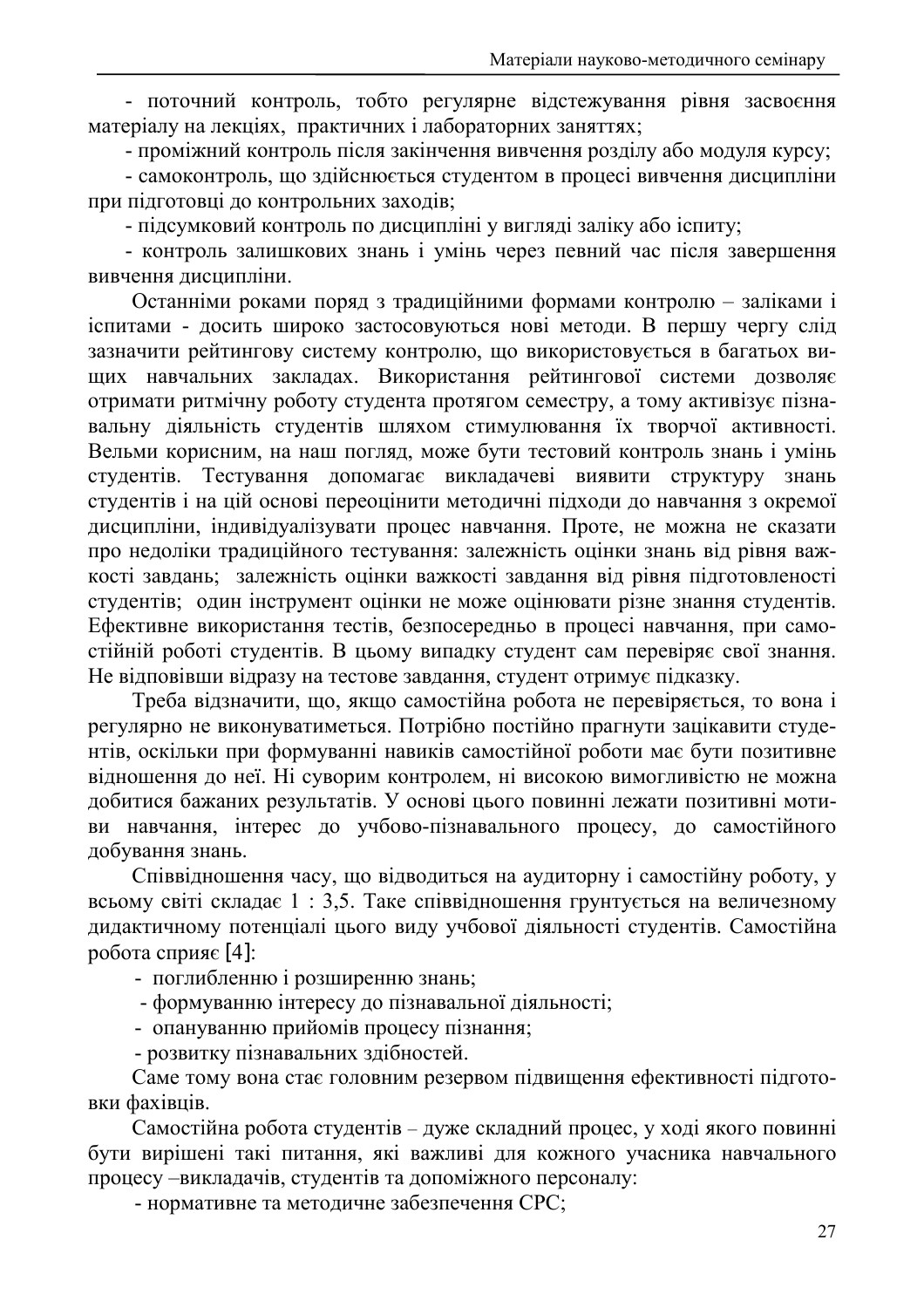- поточний контроль, тобто регулярне відстежування рівня засвоєння матеріалу на лекціях, практичних і лабораторних заняттях;

- проміжний контроль після закінчення вивчення розділу або модуля курсу;

- самоконтроль, що здійснюється студентом в процесі вивчення дисципліни при підготовці до контрольних заходів;

- підсумковий контроль по дисципліні у вигляді заліку або іспиту;

- контроль залишкових знань і умінь через певний час після завершення вивчення дисципліни.

Останніми роками поряд з традиційними формами контролю – заліками і іспитами - досить широко застосовуються нові методи. В першу чергу слід зазначити рейтингову систему контролю, що використовується в багатьох вищих навчальних закладах. Використання рейтингової системи дозволяє отримати ритмічну роботу студента протягом семестру, а тому активізує пізнавальну діяльність студентів шляхом стимулювання їх творчої активності. Вельми корисним, на наш погляд, може бути тестовий контроль знань і умінь студентів. Тестування допомагає викладачеві виявити структуру знань студентів і на цій основі переоцінити методичні підходи до навчання з окремої дисципліни, індивідуалізувати процес навчання. Проте, не можна не сказати про недоліки традиційного тестування: залежність оцінки знань від рівня важкості завдань; залежність оцінки важкості завдання від рівня підготовленості студентів; один інструмент оцінки не може оцінювати різне знання студентів. Ефективне використання тестів, безпосередньо в процесі навчання, при самостійній роботі студентів. В цьому випадку студент сам перевіряє свої знання. Не відповівши відразу на тестове завдання, студент отримує підказку.

Треба відзначити, що, якщо самостійна робота не перевіряється, то вона і регулярно не виконуватиметься. Потрібно постійно прагнути зацікавити студентів, оскільки при формуванні навиків самостійної роботи має бути позитивне відношення до неї. Ні суворим контролем, ні високою вимогливістю не можна добитися бажаних результатів. У основі цього повинні лежати позитивні мотиви навчання, інтерес до учбово-пізнавального процесу, до самостійного добування знань.

Співвідношення часу, що відводиться на аудиторну і самостійну роботу, у всьому світі складає 1 : 3,5. Таке співвідношення грунтується на величезному дидактичному потенціалі цього виду учбової діяльності студентів. Самостійна робота сприяє [4]:

- поглибленню і розширенню знань;
- формуванню інтересу до пізнавальної діяльності;
- опануванню прийомів процесу пізнання;
- розвитку пізнавальних здібностей.

Саме тому вона стає головним резервом підвищення ефективності підготовки фахівців.

Самостійна робота студентів – дуже складний процес, у ході якого повинні бути вирішені такі питання, які важливі для кожного учасника навчального процесу –викладачів, студентів та допоміжного персоналу:

- нормативне та методичне забезпечення СРС;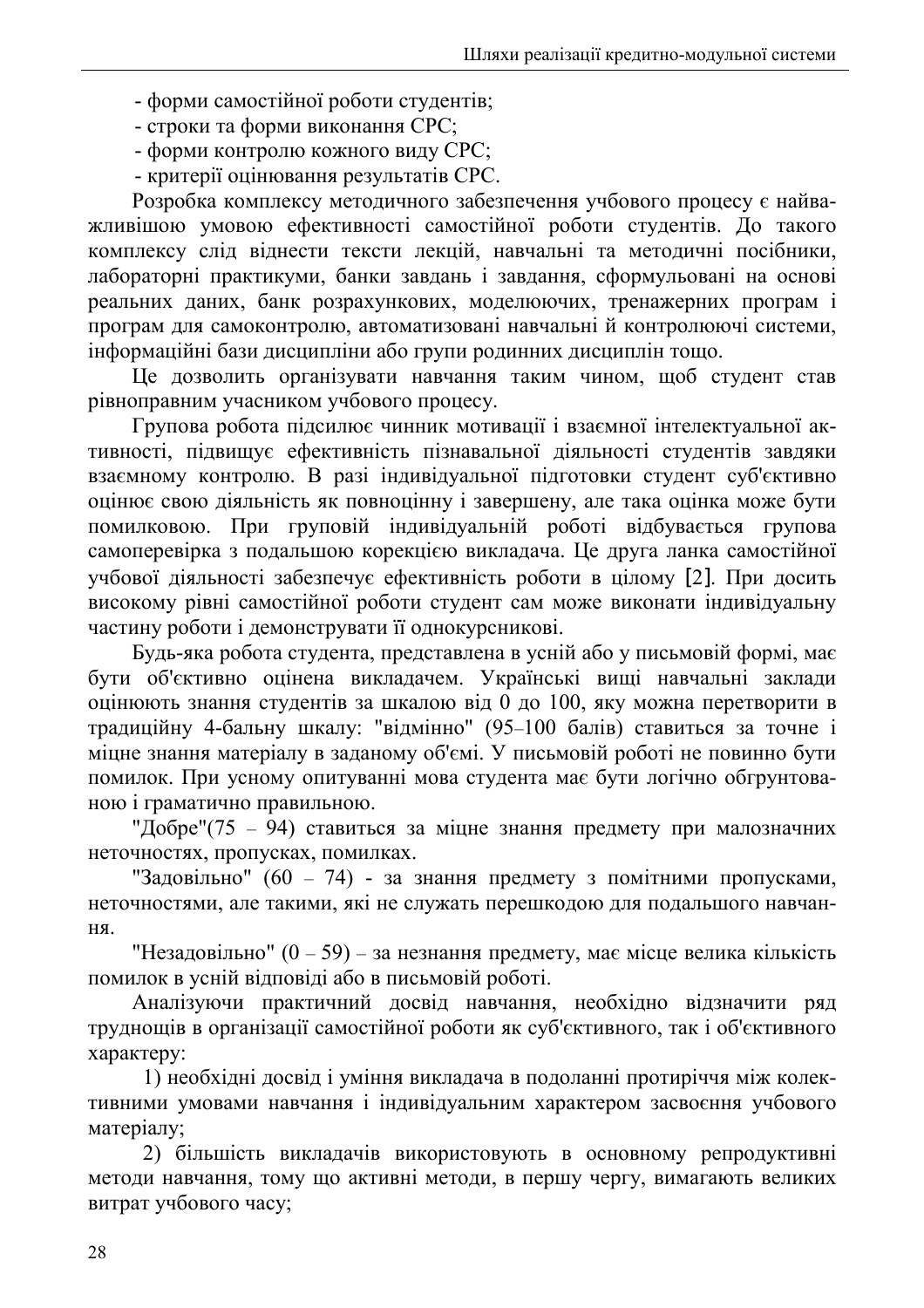- форми самостійної роботи студентів;
- строки та форми виконання СРС;
- форми контролю кожного виду СРС;
- критерії оцінювання результатів СРС.

Розробка комплексу методичного забезпечення учбового процесу є найважливішою умовою ефективності самостійної роботи студентів. До такого комплексу слід віднести тексти лекцій, навчальні та методичні посібники, лабораторні практикуми, банки завдань і завдання, сформульовані на основі реальних даних, банк розрахункових, моделюючих, тренажерних програм і програм для самоконтролю, автоматизовані навчальні й контролюючі системи, інформаційні бази дисципліни або групи родинних дисциплін тощо.

Це дозволить організувати навчання таким чином, щоб студент став рівноправним учасником учбового процесу.

Групова робота підсилює чинник мотивації і взаємної інтелектуальної активності, підвищує ефективність пізнавальної діяльності студентів завдяки взаємному контролю. В разі індивідуальної підготовки студент суб'єктивно оцінює свою діяльність як повноцінну і завершену, але така оцінка може бути помилковою. При груповій індивідуальній роботі відбувається групова самоперевірка з подальшою корекцією викладача. Це друга ланка самостійної учбової діяльності забезпечує ефективність роботи в цілому [2]. При досить високому рівні самостійної роботи студент сам може виконати індивідуальну частину роботи і демонструвати її однокурсникові.

Будь-яка робота студента, представлена в усній або у письмовій формі, має бути об'єктивно оцінена викладачем. Українські вищі навчальні заклади оцінюють знання студентів за шкалою від 0 до 100, яку можна перетворити в традиційну 4-бальну шкалу: "відмінно" (95–100 балів) ставиться за точне і міцне знання матеріалу в заданому об'ємі. У письмовій роботі не повинно бути помилок. При усному опитуванні мова студента має бути логічно обгрунтованою і граматично правильною.

"Добре"(75 – 94) ставиться за міцне знання предмету при малозначних неточностях, пропусках, помилках.

"Задовільно" (60 – 74) - за знання предмету з помітними пропусками, неточностями, але такими, які не служать перешкодою для подальшого навчання.

"Незадовільно" (0 – 59) – за незнання предмету, має місце велика кількість помилок в усній відповіді або в письмовій роботі.

Аналізуючи практичний досвід навчання, необхідно відзначити ряд труднощів в організації самостійної роботи як суб'єктивного, так і об'єктивного характеру:

1) необхідні досвід і уміння викладача в подоланні протиріччя між колективними умовами навчання і індивідуальним характером засвоєння учбового матеріалу;

2) більшість викладачів використовують в основному репродуктивні методи навчання, тому що активні методи, в першу чергу, вимагають великих витрат учбового часу;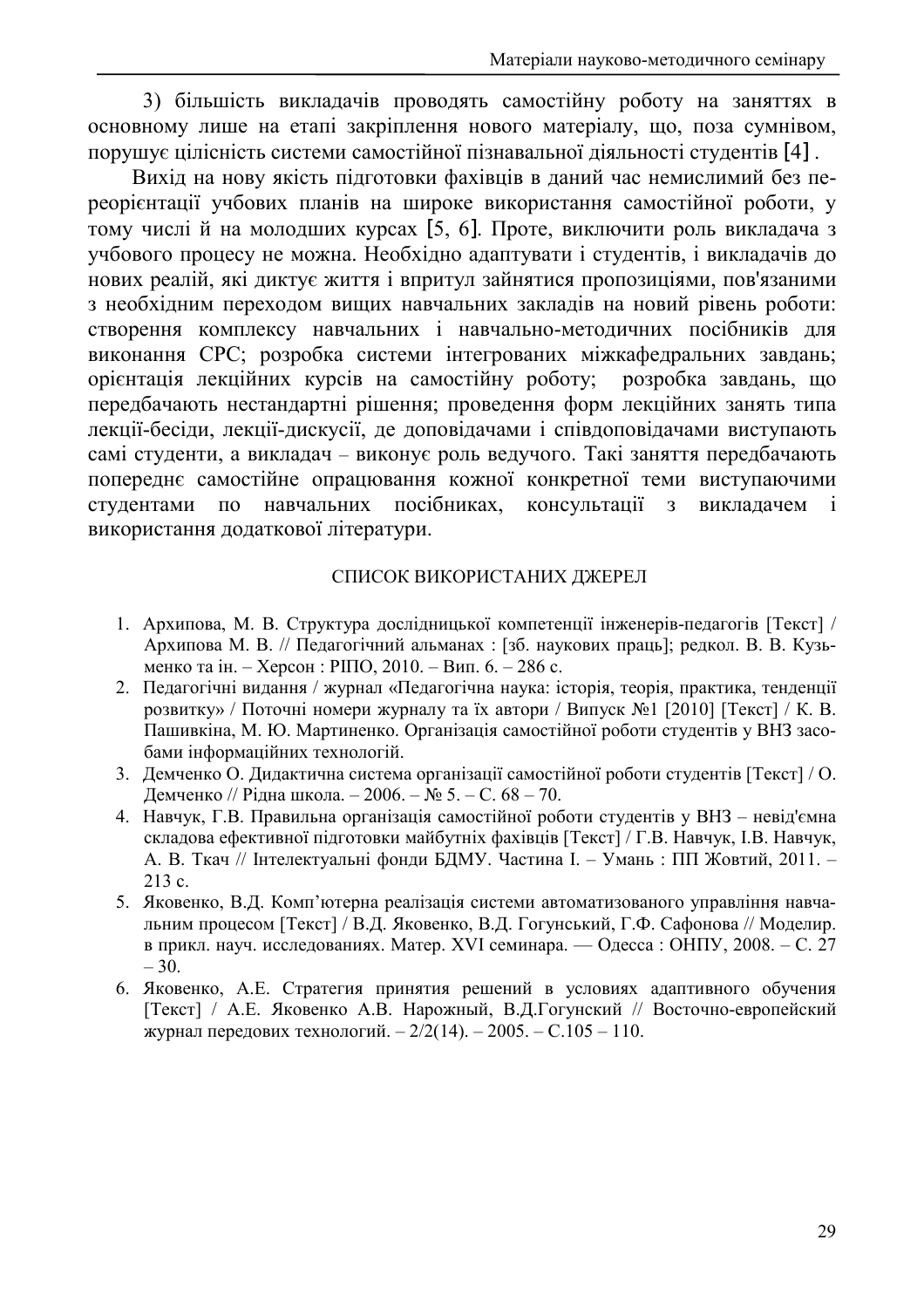3) більшість викладачів проводять самостійну роботу на заняттях в основному лише на етапі закріплення нового матеріалу, що, поза сумнівом, порушує цілісність системи самостійної пізнавальної діяльності студентів [4] .

Вихід на нову якість підготовки фахівців в даний час немислимий без переорієнтації учбових планів на широке використання самостійної роботи, у тому числі й на молодших курсах [5, 6]. Проте, виключити роль викладача з учбового процесу не можна. Необхідно адаптувати і студентів, і викладачів до нових реалій, які диктує життя і впритул зайнятися пропозиціями, пов'язаними з необхідним переходом вищих навчальних закладів на новий рівень роботи: створення комплексу навчальних і навчально-методичних посібників для виконання СРС; розробка системи інтегрованих міжкафедральних завдань; орієнтація лекційних курсів на самостійну роботу; розробка завдань, що передбачають нестандартні рішення; проведення форм лекційних занять типа лекції-бесіди, лекції-дискусії, де доповідачами і співдоповідачами виступають самі студенти, а викладач – виконує роль ведучого. Такі заняття передбачають попереднє самостійне опрацювання кожної конкретної теми виступаючими студентами по навчальних посібниках, консультації з викладачем і використання додаткової літератури.

## СПИСОК ВИКОРИСТАНИХ ДЖЕРЕЛ

1. Архипова, М. В. Структура дослідницької компетенції інженерів-педагогів [Текст] / Архипова М. В. // Педагогічний альманах : [зб. наукових праць]; редкол. В. В. Кузьменко та ін. – Херсон : РІПО, 2010. – Вип. 6. – 286 с.
2. Педагогічні видання / журнал «Педагогічна наука: історія, теорія, практика, тенденції розвитку» / Поточні номери журналу та їх автори / Випуск №1 [2010] [Текст] / К. В. Пашивкіна, М. Ю. Мартиненко. Організація самостійної роботи студентів у ВНЗ засобами інформаційних технологій.
3. Демченко О. Дидактична система організації самостійної роботи студентів [Текст] / О. Демченко // Рідна школа. – 2006. – № 5. – С. 68 – 70.
4. Навчук, Г.В. Правильна організація самостійної роботи студентів у ВНЗ – невід'ємна складова ефективної підготовки майбутніх фахівців [Текст] / Г.В. Навчук, І.В. Навчук, А. В. Ткач // Інтелектуальні фонди БДМУ. Частина І. – Умань : ПП Жовтий, 2011. – 213 с.
5. Яковенко, В.Д. Комп'ютерна реалізація системи автоматизованого управління навчальним процесом [Текст] / В.Д. Яковенко, В.Д. Гогунський, Г.Ф. Сафонова // Моделир. в прикл. науч. исследованиях. Матер. XVI семинара. — Одесса : ОНПУ, 2008. – С. 27 – 30.
6. Яковенко, А.Е. Стратегия принятия решений в условиях адаптивного обучения [Текст] / А.Е. Яковенко А.В. Нарожный, В.Д.Гогунский // Восточно-европейский журнал передових технологий. – 2/2(14). – 2005. – С.105 – 110.